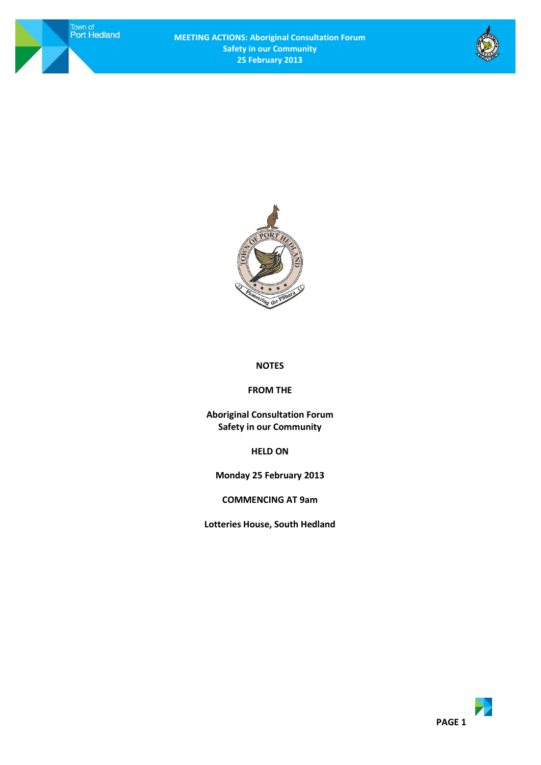**NOTES**

**FROM THE**

**Aboriginal Consultation Forum**
**Safety in our Community**

**HELD ON**

**Monday 25 February 2013**

**COMMENCING AT 9am**

**Lotteries House, South Hedland**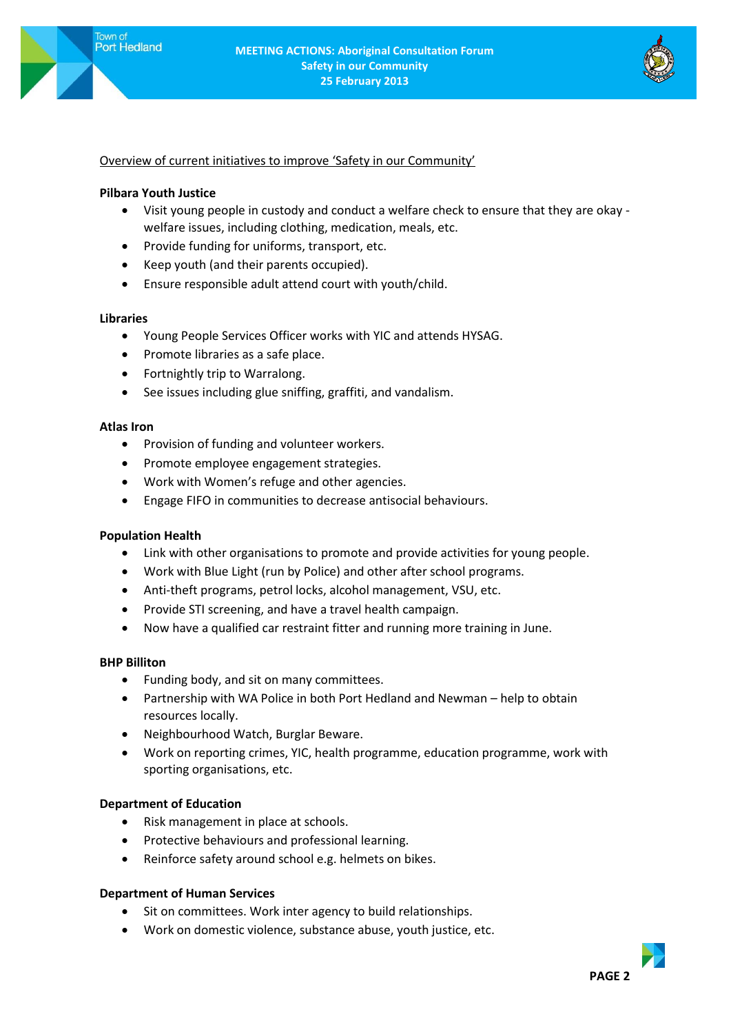<u>Overview of current initiatives to improve 'Safety in our Community'</u>

**Pilbara Youth Justice**

- Visit young people in custody and conduct a welfare check to ensure that they are okay - welfare issues, including clothing, medication, meals, etc.
- Provide funding for uniforms, transport, etc.
- Keep youth (and their parents occupied).
- Ensure responsible adult attend court with youth/child.

**Libraries**

- Young People Services Officer works with YIC and attends HYSAG.
- Promote libraries as a safe place.
- Fortnightly trip to Warralong.
- See issues including glue sniffing, graffiti, and vandalism.

**Atlas Iron**

- Provision of funding and volunteer workers.
- Promote employee engagement strategies.
- Work with Women's refuge and other agencies.
- Engage FIFO in communities to decrease antisocial behaviours.

**Population Health**

- Link with other organisations to promote and provide activities for young people.
- Work with Blue Light (run by Police) and other after school programs.
- Anti-theft programs, petrol locks, alcohol management, VSU, etc.
- Provide STI screening, and have a travel health campaign.
- Now have a qualified car restraint fitter and running more training in June.

**BHP Billiton**

- Funding body, and sit on many committees.
- Partnership with WA Police in both Port Hedland and Newman – help to obtain resources locally.
- Neighbourhood Watch, Burglar Beware.
- Work on reporting crimes, YIC, health programme, education programme, work with sporting organisations, etc.

**Department of Education**

- Risk management in place at schools.
- Protective behaviours and professional learning.
- Reinforce safety around school e.g. helmets on bikes.

**Department of Human Services**

- Sit on committees. Work inter agency to build relationships.
- Work on domestic violence, substance abuse, youth justice, etc.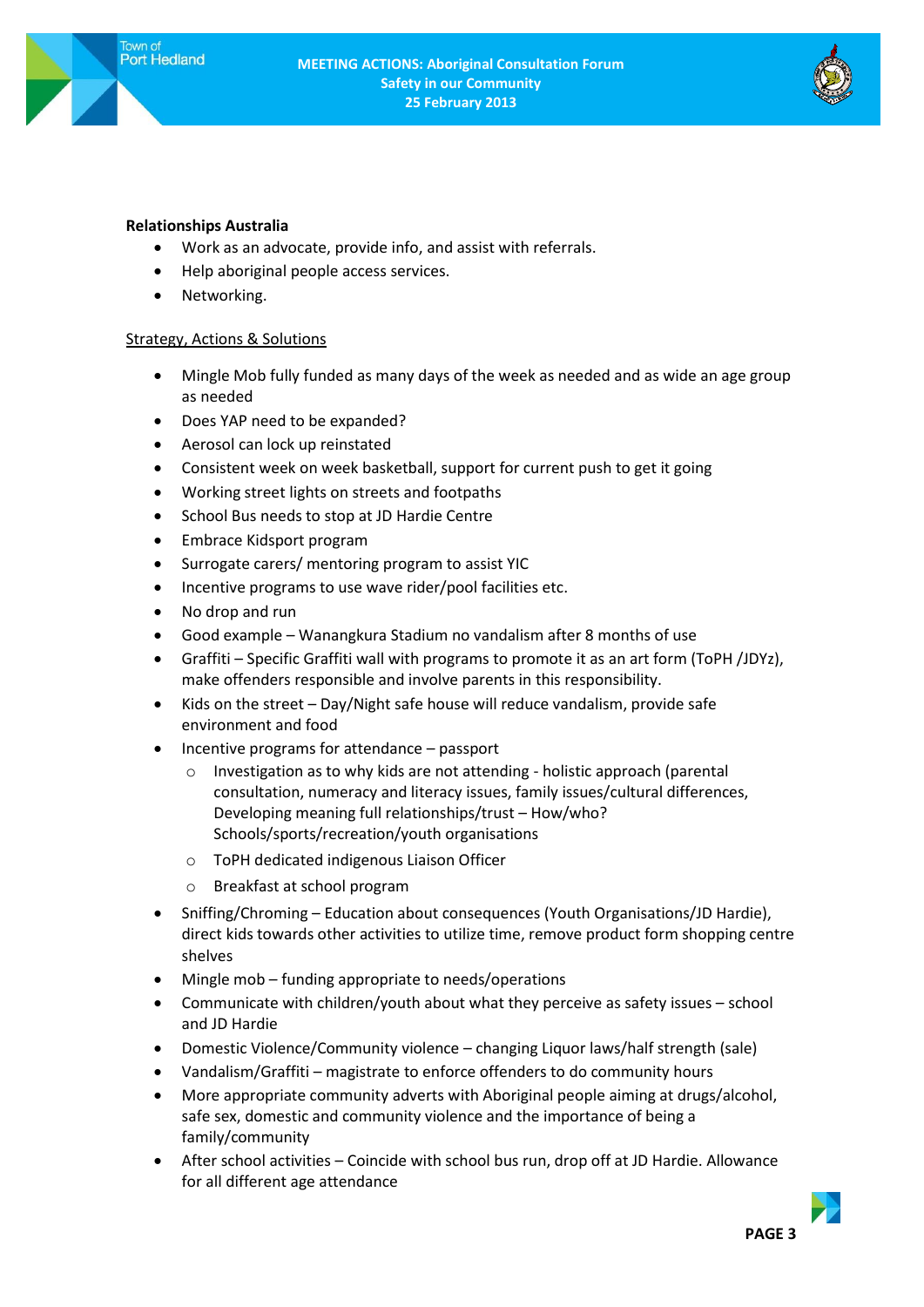**Relationships Australia**

- Work as an advocate, provide info, and assist with referrals.
- Help aboriginal people access services.
- Networking.

Strategy, Actions & Solutions

- Mingle Mob fully funded as many days of the week as needed and as wide an age group as needed
- Does YAP need to be expanded?
- Aerosol can lock up reinstated
- Consistent week on week basketball, support for current push to get it going
- Working street lights on streets and footpaths
- School Bus needs to stop at JD Hardie Centre
- Embrace Kidsport program
- Surrogate carers/ mentoring program to assist YIC
- Incentive programs to use wave rider/pool facilities etc.
- No drop and run
- Good example – Wanangkura Stadium no vandalism after 8 months of use
- Graffiti – Specific Graffiti wall with programs to promote it as an art form (ToPH /JDYz), make offenders responsible and involve parents in this responsibility.
- Kids on the street – Day/Night safe house will reduce vandalism, provide safe environment and food
- Incentive programs for attendance – passport
    - Investigation as to why kids are not attending - holistic approach (parental consultation, numeracy and literacy issues, family issues/cultural differences, Developing meaning full relationships/trust – How/who? Schools/sports/recreation/youth organisations
    - ToPH dedicated indigenous Liaison Officer
    - Breakfast at school program
- Sniffing/Chroming – Education about consequences (Youth Organisations/JD Hardie), direct kids towards other activities to utilize time, remove product form shopping centre shelves
- Mingle mob – funding appropriate to needs/operations
- Communicate with children/youth about what they perceive as safety issues – school and JD Hardie
- Domestic Violence/Community violence – changing Liquor laws/half strength (sale)
- Vandalism/Graffiti – magistrate to enforce offenders to do community hours
- More appropriate community adverts with Aboriginal people aiming at drugs/alcohol, safe sex, domestic and community violence and the importance of being a family/community
- After school activities – Coincide with school bus run, drop off at JD Hardie. Allowance for all different age attendance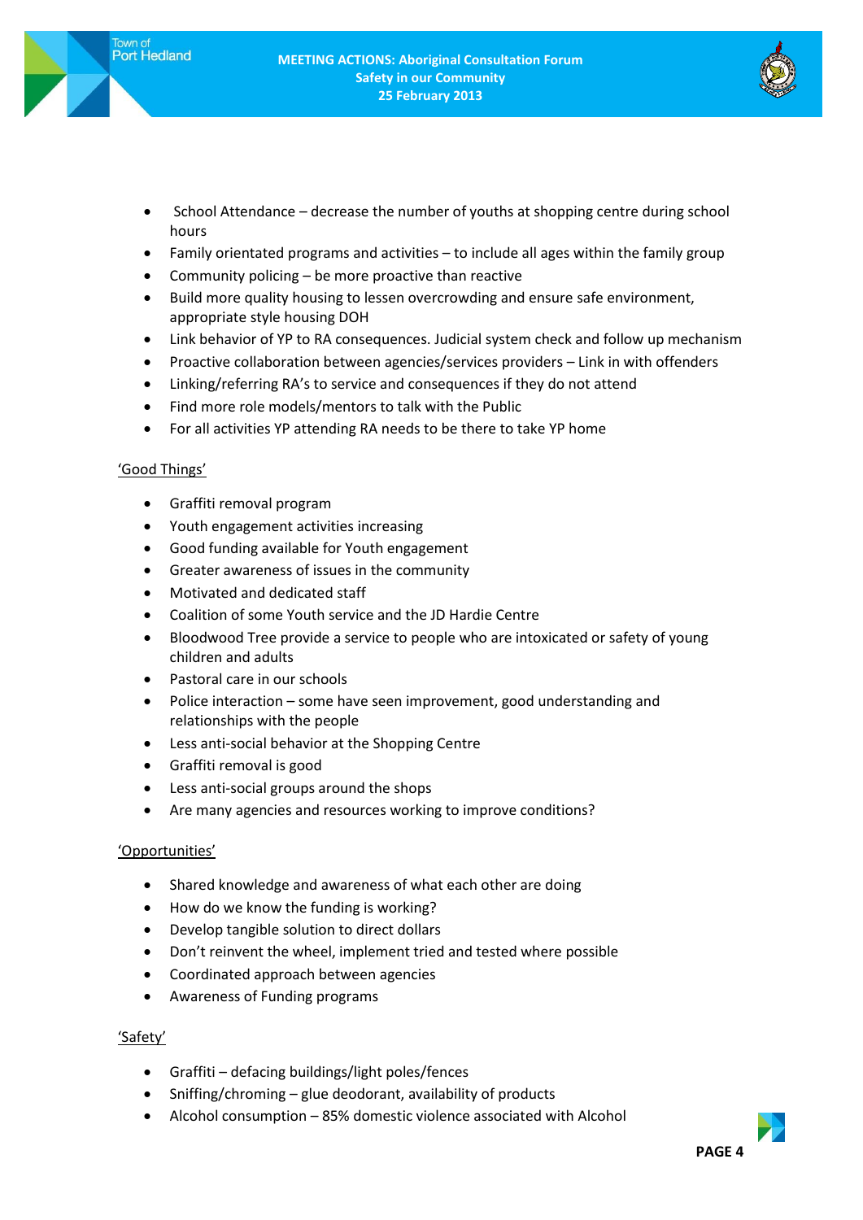- School Attendance – decrease the number of youths at shopping centre during school hours
- Family orientated programs and activities – to include all ages within the family group
- Community policing – be more proactive than reactive
- Build more quality housing to lessen overcrowding and ensure safe environment, appropriate style housing DOH
- Link behavior of YP to RA consequences. Judicial system check and follow up mechanism
- Proactive collaboration between agencies/services providers – Link in with offenders
- Linking/referring RA's to service and consequences if they do not attend
- Find more role models/mentors to talk with the Public
- For all activities YP attending RA needs to be there to take YP home

'Good Things'

- Graffiti removal program
- Youth engagement activities increasing
- Good funding available for Youth engagement
- Greater awareness of issues in the community
- Motivated and dedicated staff
- Coalition of some Youth service and the JD Hardie Centre
- Bloodwood Tree provide a service to people who are intoxicated or safety of young children and adults
- Pastoral care in our schools
- Police interaction – some have seen improvement, good understanding and relationships with the people
- Less anti-social behavior at the Shopping Centre
- Graffiti removal is good
- Less anti-social groups around the shops
- Are many agencies and resources working to improve conditions?

'Opportunities'

- Shared knowledge and awareness of what each other are doing
- How do we know the funding is working?
- Develop tangible solution to direct dollars
- Don't reinvent the wheel, implement tried and tested where possible
- Coordinated approach between agencies
- Awareness of Funding programs

'Safety'

- Graffiti – defacing buildings/light poles/fences
- Sniffing/chroming – glue deodorant, availability of products
- Alcohol consumption – 85% domestic violence associated with Alcohol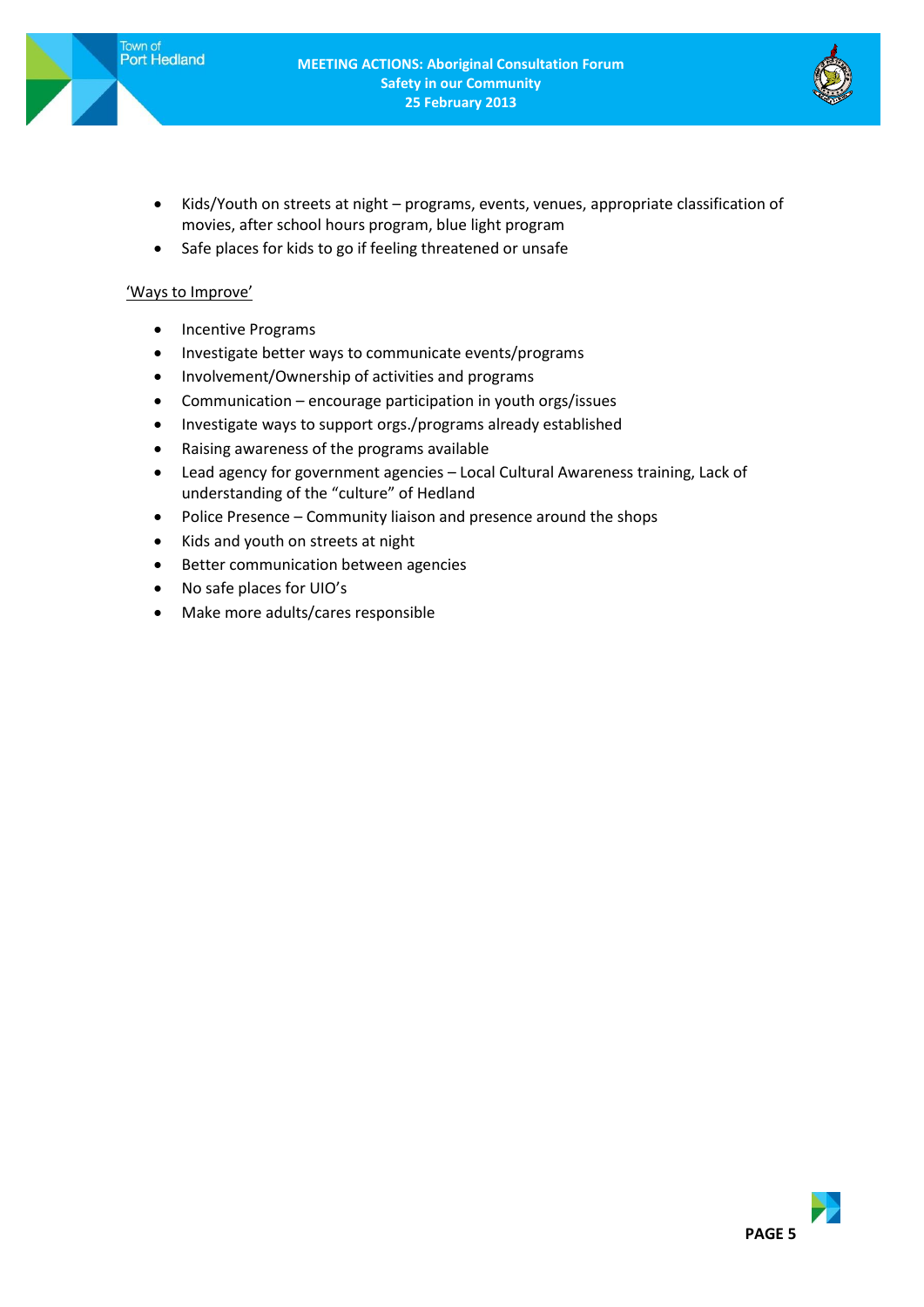- Kids/Youth on streets at night – programs, events, venues, appropriate classification of movies, after school hours program, blue light program
- Safe places for kids to go if feeling threatened or unsafe

'Ways to Improve'

- Incentive Programs
- Investigate better ways to communicate events/programs
- Involvement/Ownership of activities and programs
- Communication – encourage participation in youth orgs/issues
- Investigate ways to support orgs./programs already established
- Raising awareness of the programs available
- Lead agency for government agencies – Local Cultural Awareness training, Lack of understanding of the "culture" of Hedland
- Police Presence – Community liaison and presence around the shops
- Kids and youth on streets at night
- Better communication between agencies
- No safe places for UIO's
- Make more adults/cares responsible